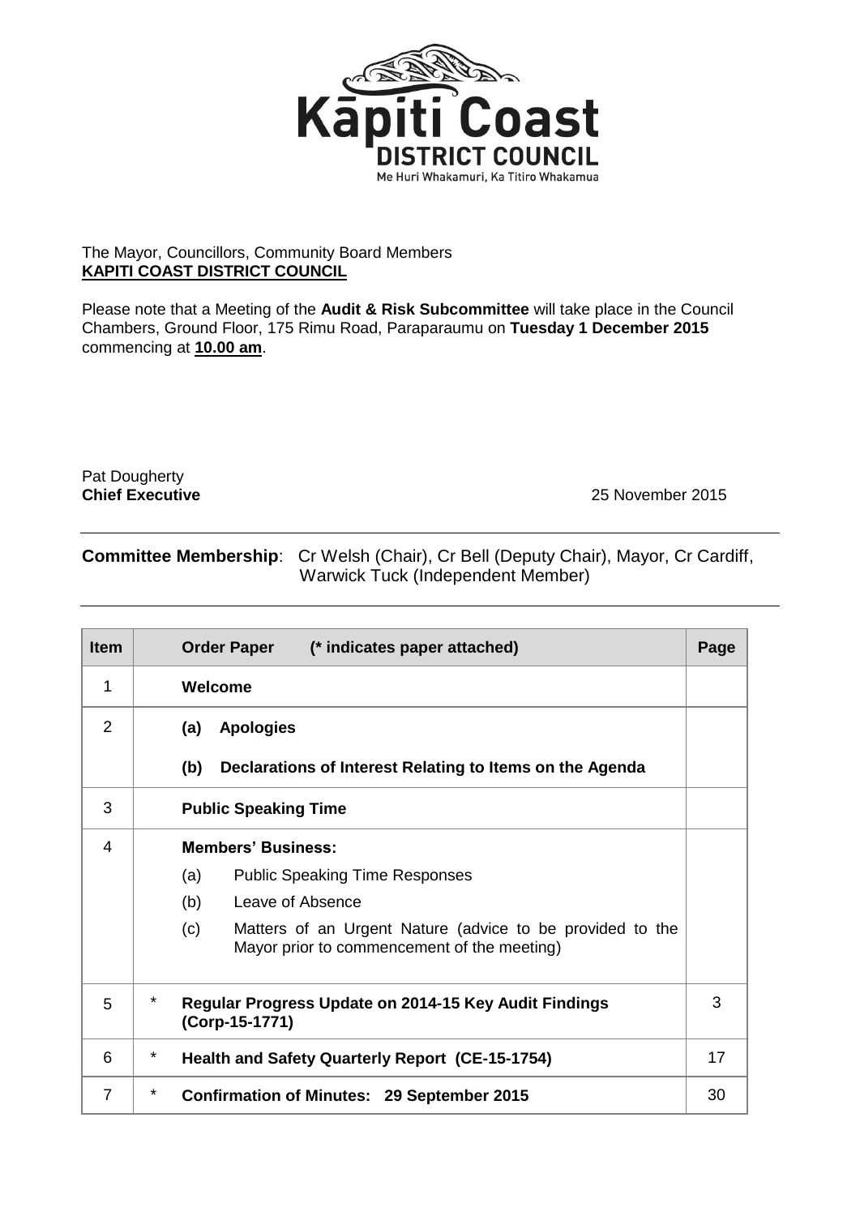The Mayor, Councillors, Community Board Members
**KAPITI COAST DISTRICT COUNCIL**

Please note that a Meeting of the **Audit & Risk Subcommittee** will take place in the Council Chambers, Ground Floor, 175 Rimu Road, Paraparaumu on **Tuesday 1 December 2015** commencing at **10.00 am**.

Pat Dougherty
**Chief Executive**

25 November 2015

**Committee Membership**: Cr Welsh (Chair), Cr Bell (Deputy Chair), Mayor, Cr Cardiff, Warwick Tuck (Independent Member)

| Item | | Order Paper (* indicates paper attached) | Page |
|---|---|---|---|
| 1 | | **Welcome** | |
| 2 | | **(a) Apologies**<br><br>**(b) Declarations of Interest Relating to Items on the Agenda** | |
| 3 | | **Public Speaking Time** | |
| 4 | | **Members' Business:**<br>(a) Public Speaking Time Responses<br>(b) Leave of Absence<br>(c) Matters of an Urgent Nature (advice to be provided to the Mayor prior to commencement of the meeting) | |
| 5 | * | **Regular Progress Update on 2014-15 Key Audit Findings (Corp-15-1771)** | 3 |
| 6 | * | **Health and Safety Quarterly Report (CE-15-1754)** | 17 |
| 7 | * | **Confirmation of Minutes: 29 September 2015** | 30 |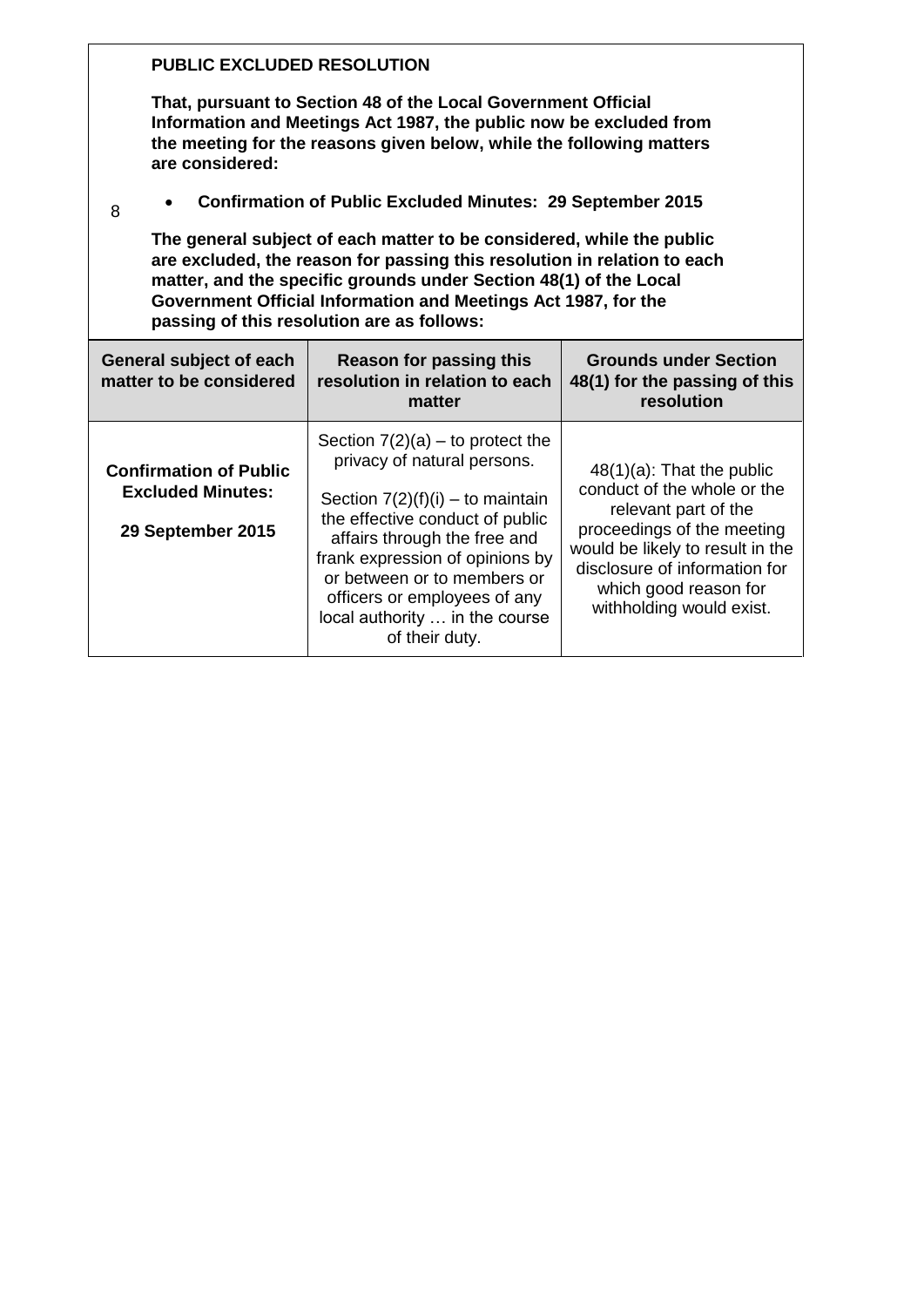**PUBLIC EXCLUDED RESOLUTION**

**That, pursuant to Section 48 of the Local Government Official Information and Meetings Act 1987, the public now be excluded from the meeting for the reasons given below, while the following matters are considered:**

8

- **Confirmation of Public Excluded Minutes: 29 September 2015**

**The general subject of each matter to be considered, while the public are excluded, the reason for passing this resolution in relation to each matter, and the specific grounds under Section 48(1) of the Local Government Official Information and Meetings Act 1987, for the passing of this resolution are as follows:**

| General subject of each matter to be considered | Reason for passing this resolution in relation to each matter | Grounds under Section 48(1) for the passing of this resolution |
|---|---|---|
| **Confirmation of Public Excluded Minutes:**<br><br>**29 September 2015** | Section 7(2)(a) – to protect the privacy of natural persons.<br><br>Section 7(2)(f)(i) – to maintain the effective conduct of public affairs through the free and frank expression of opinions by or between or to members or officers or employees of any local authority … in the course of their duty. | 48(1)(a): That the public conduct of the whole or the relevant part of the proceedings of the meeting would be likely to result in the disclosure of information for which good reason for withholding would exist. |